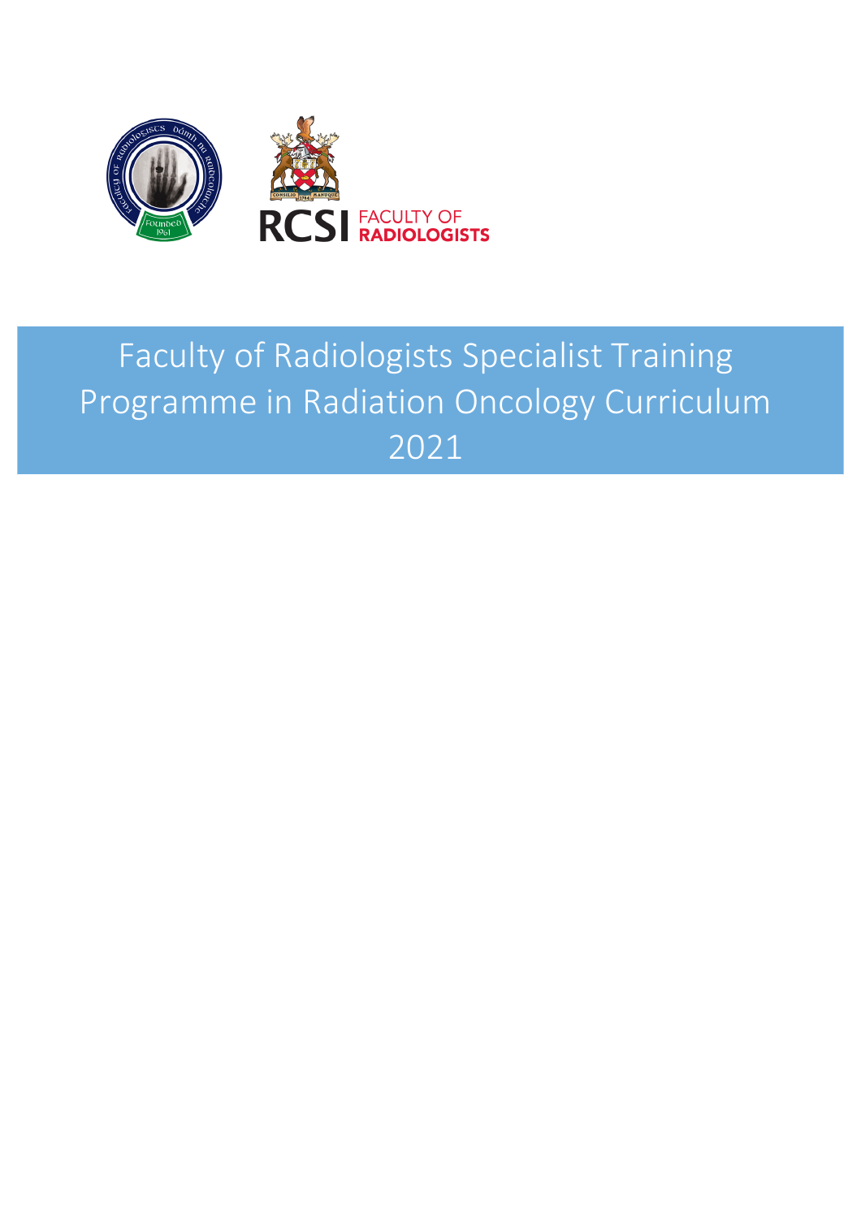RCSI FACULTY OF RADIOLOGISTS

# Faculty of Radiologists Specialist Training Programme in Radiation Oncology Curriculum 2021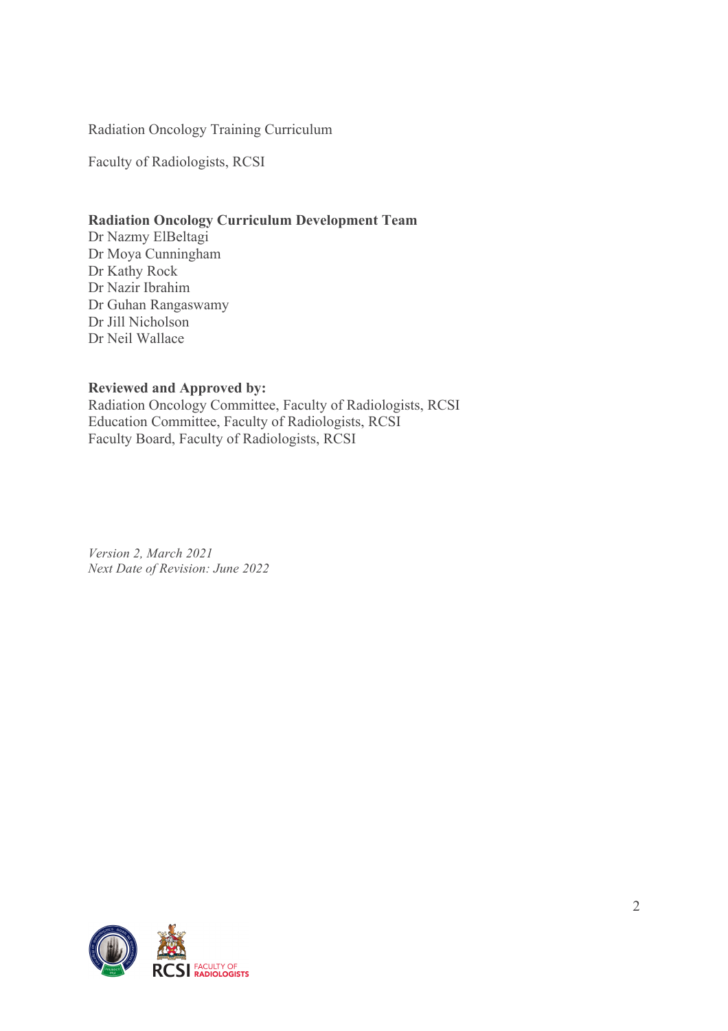Radiation Oncology Training Curriculum

Faculty of Radiologists, RCSI

**Radiation Oncology Curriculum Development Team**
Dr Nazmy ElBeltagi
Dr Moya Cunningham
Dr Kathy Rock
Dr Nazir Ibrahim
Dr Guhan Rangaswamy
Dr Jill Nicholson
Dr Neil Wallace

**Reviewed and Approved by:**
Radiation Oncology Committee, Faculty of Radiologists, RCSI
Education Committee, Faculty of Radiologists, RCSI
Faculty Board, Faculty of Radiologists, RCSI

*Version 2, March 2021*
*Next Date of Revision: June 2022*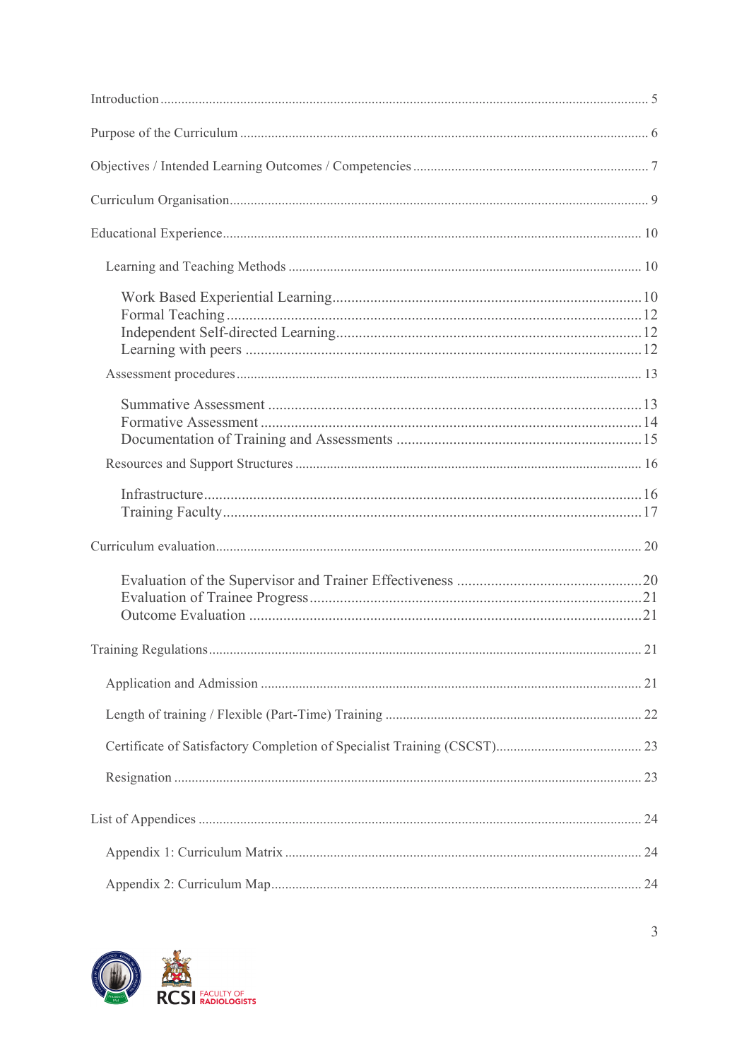Introduction ........................................................................................................................ 5

Purpose of the Curriculum ................................................................................................... 6

Objectives / Intended Learning Outcomes / Competencies ................................................... 7

Curriculum Organisation...................................................................................................... 9

Educational Experience...................................................................................................... 10

- Learning and Teaching Methods .................................................................................. 10
    - Work Based Experiential Learning.......................................................................... 10
    - Formal Teaching ..................................................................................................... 12
    - Independent Self-directed Learning......................................................................... 12
    - Learning with peers ................................................................................................. 12
- Assessment procedures ................................................................................................. 13
    - Summative Assessment ........................................................................................... 13
    - Formative Assessment ............................................................................................. 14
    - Documentation of Training and Assessments ......................................................... 15
- Resources and Support Structures ................................................................................ 16
    - Infrastructure........................................................................................................... 16
    - Training Faculty....................................................................................................... 17

Curriculum evaluation....................................................................................................... 20

- Evaluation of the Supervisor and Trainer Effectiveness ............................................. 20
- Evaluation of Trainee Progress.................................................................................... 21
- Outcome Evaluation ................................................................................................... 21

Training Regulations.......................................................................................................... 21

- Application and Admission .......................................................................................... 21
- Length of training / Flexible (Part-Time) Training ....................................................... 22
- Certificate of Satisfactory Completion of Specialist Training (CSCST)......................... 23
- Resignation .................................................................................................................. 23

List of Appendices ............................................................................................................. 24

- Appendix 1: Curriculum Matrix ................................................................................... 24
- Appendix 2: Curriculum Map....................................................................................... 24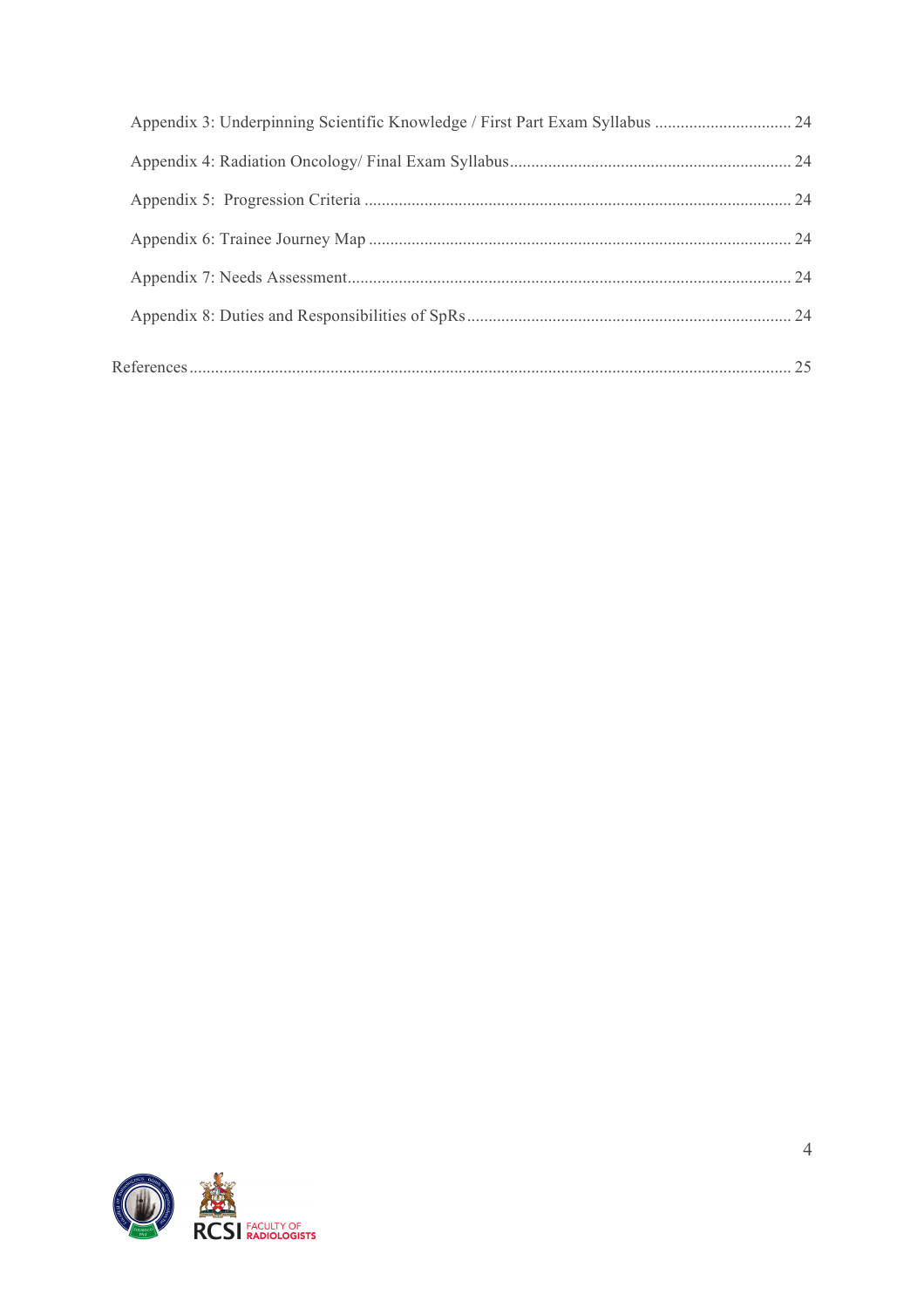Appendix 3: Underpinning Scientific Knowledge / First Part Exam Syllabus ................................ 24

Appendix 4: Radiation Oncology/ Final Exam Syllabus.................................................................. 24

Appendix 5: Progression Criteria .................................................................................................... 24

Appendix 6: Trainee Journey Map .................................................................................................. 24

Appendix 7: Needs Assessment....................................................................................................... 24

Appendix 8: Duties and Responsibilities of SpRs........................................................................... 24

References.......................................................................................................................................... 25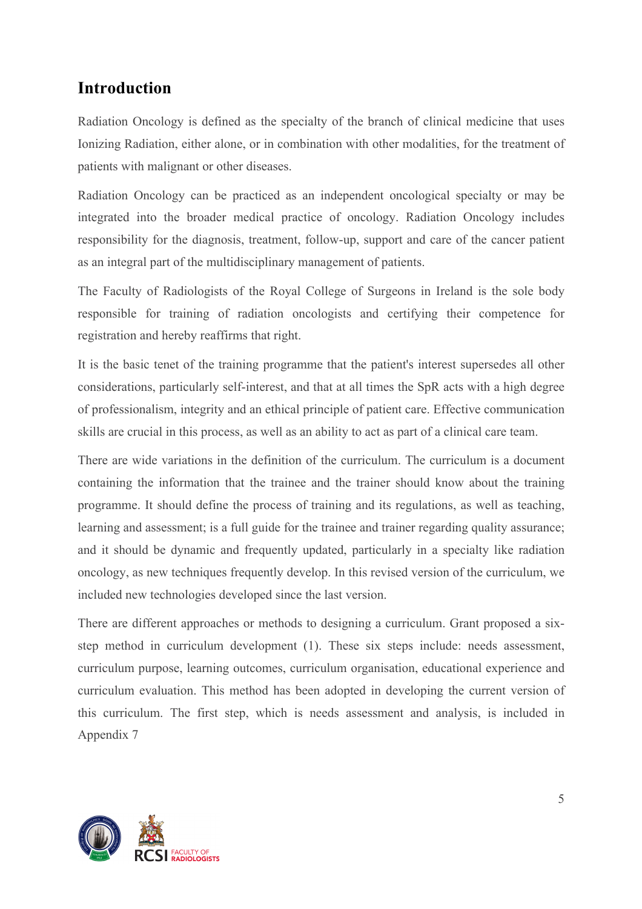## Introduction

Radiation Oncology is defined as the specialty of the branch of clinical medicine that uses Ionizing Radiation, either alone, or in combination with other modalities, for the treatment of patients with malignant or other diseases.

Radiation Oncology can be practiced as an independent oncological specialty or may be integrated into the broader medical practice of oncology. Radiation Oncology includes responsibility for the diagnosis, treatment, follow-up, support and care of the cancer patient as an integral part of the multidisciplinary management of patients.

The Faculty of Radiologists of the Royal College of Surgeons in Ireland is the sole body responsible for training of radiation oncologists and certifying their competence for registration and hereby reaffirms that right.

It is the basic tenet of the training programme that the patient's interest supersedes all other considerations, particularly self-interest, and that at all times the SpR acts with a high degree of professionalism, integrity and an ethical principle of patient care. Effective communication skills are crucial in this process, as well as an ability to act as part of a clinical care team.

There are wide variations in the definition of the curriculum. The curriculum is a document containing the information that the trainee and the trainer should know about the training programme. It should define the process of training and its regulations, as well as teaching, learning and assessment; is a full guide for the trainee and trainer regarding quality assurance; and it should be dynamic and frequently updated, particularly in a specialty like radiation oncology, as new techniques frequently develop. In this revised version of the curriculum, we included new technologies developed since the last version.

There are different approaches or methods to designing a curriculum. Grant proposed a six-step method in curriculum development (1). These six steps include: needs assessment, curriculum purpose, learning outcomes, curriculum organisation, educational experience and curriculum evaluation. This method has been adopted in developing the current version of this curriculum. The first step, which is needs assessment and analysis, is included in Appendix 7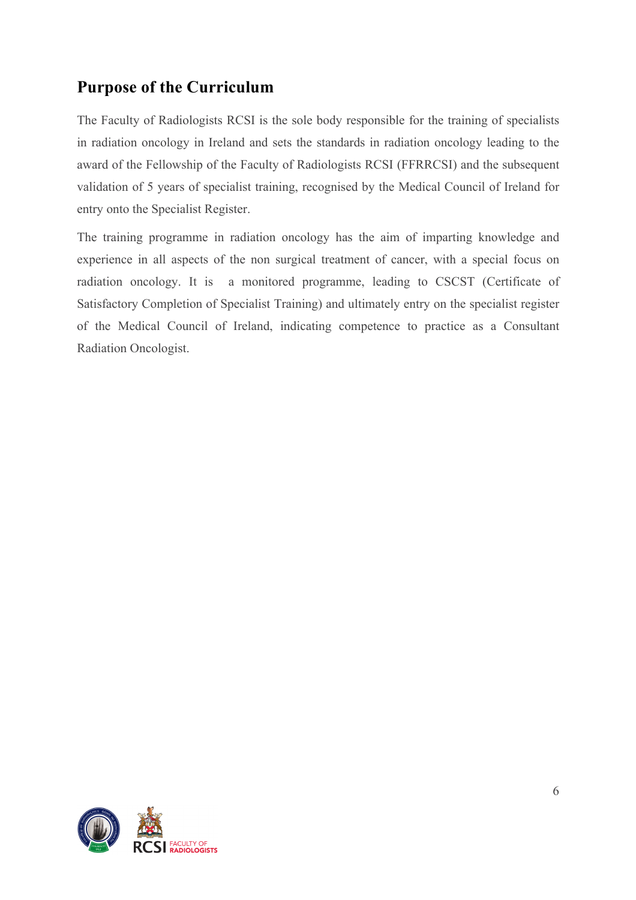## Purpose of the Curriculum

The Faculty of Radiologists RCSI is the sole body responsible for the training of specialists in radiation oncology in Ireland and sets the standards in radiation oncology leading to the award of the Fellowship of the Faculty of Radiologists RCSI (FFRRCSI) and the subsequent validation of 5 years of specialist training, recognised by the Medical Council of Ireland for entry onto the Specialist Register.

The training programme in radiation oncology has the aim of imparting knowledge and experience in all aspects of the non surgical treatment of cancer, with a special focus on radiation oncology. It is a monitored programme, leading to CSCST (Certificate of Satisfactory Completion of Specialist Training) and ultimately entry on the specialist register of the Medical Council of Ireland, indicating competence to practice as a Consultant Radiation Oncologist.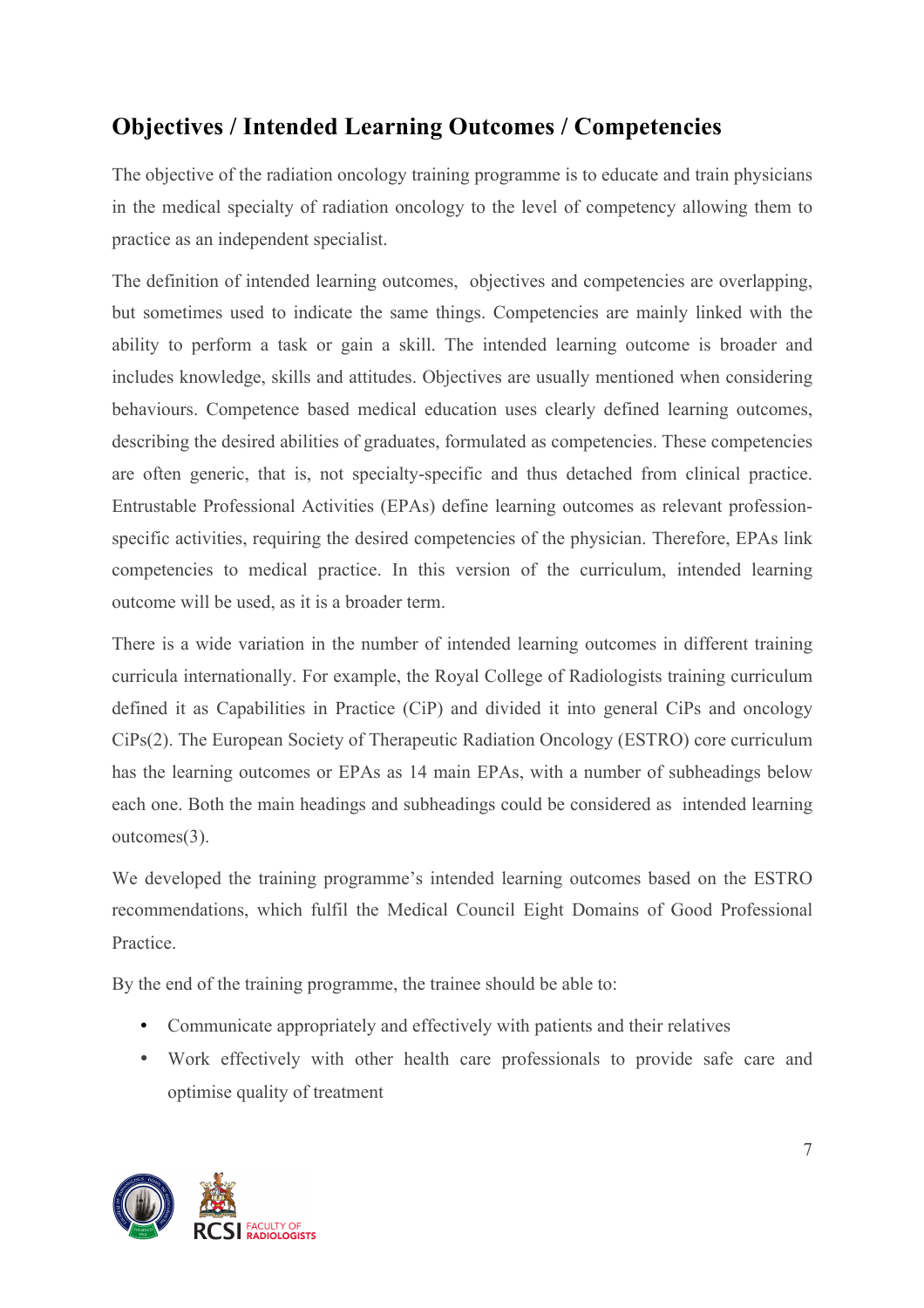## Objectives / Intended Learning Outcomes / Competencies

The objective of the radiation oncology training programme is to educate and train physicians in the medical specialty of radiation oncology to the level of competency allowing them to practice as an independent specialist.

The definition of intended learning outcomes, objectives and competencies are overlapping, but sometimes used to indicate the same things. Competencies are mainly linked with the ability to perform a task or gain a skill. The intended learning outcome is broader and includes knowledge, skills and attitudes. Objectives are usually mentioned when considering behaviours. Competence based medical education uses clearly defined learning outcomes, describing the desired abilities of graduates, formulated as competencies. These competencies are often generic, that is, not specialty-specific and thus detached from clinical practice. Entrustable Professional Activities (EPAs) define learning outcomes as relevant profession-specific activities, requiring the desired competencies of the physician. Therefore, EPAs link competencies to medical practice. In this version of the curriculum, intended learning outcome will be used, as it is a broader term.

There is a wide variation in the number of intended learning outcomes in different training curricula internationally. For example, the Royal College of Radiologists training curriculum defined it as Capabilities in Practice (CiP) and divided it into general CiPs and oncology CiPs(2). The European Society of Therapeutic Radiation Oncology (ESTRO) core curriculum has the learning outcomes or EPAs as 14 main EPAs, with a number of subheadings below each one. Both the main headings and subheadings could be considered as intended learning outcomes(3).

We developed the training programme's intended learning outcomes based on the ESTRO recommendations, which fulfil the Medical Council Eight Domains of Good Professional Practice.

By the end of the training programme, the trainee should be able to:

- Communicate appropriately and effectively with patients and their relatives
- Work effectively with other health care professionals to provide safe care and optimise quality of treatment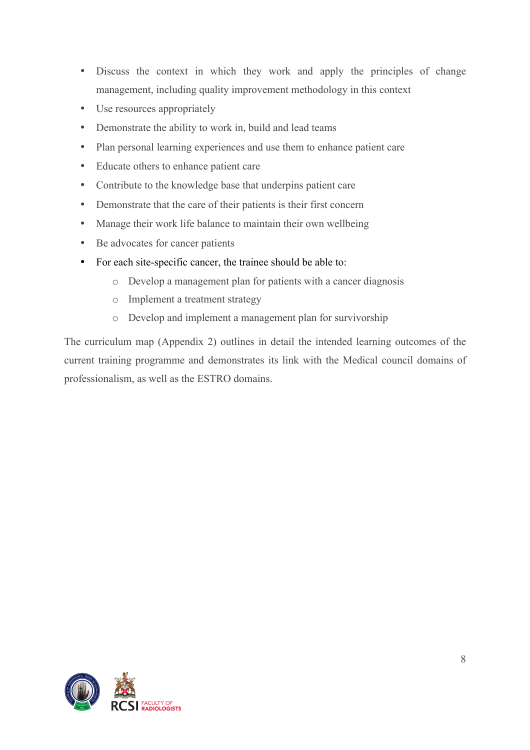- Discuss the context in which they work and apply the principles of change management, including quality improvement methodology in this context
- Use resources appropriately
- Demonstrate the ability to work in, build and lead teams
- Plan personal learning experiences and use them to enhance patient care
- Educate others to enhance patient care
- Contribute to the knowledge base that underpins patient care
- Demonstrate that the care of their patients is their first concern
- Manage their work life balance to maintain their own wellbeing
- Be advocates for cancer patients
- For each site-specific cancer, the trainee should be able to:
    - Develop a management plan for patients with a cancer diagnosis
    - Implement a treatment strategy
    - Develop and implement a management plan for survivorship

The curriculum map (Appendix 2) outlines in detail the intended learning outcomes of the current training programme and demonstrates its link with the Medical council domains of professionalism, as well as the ESTRO domains.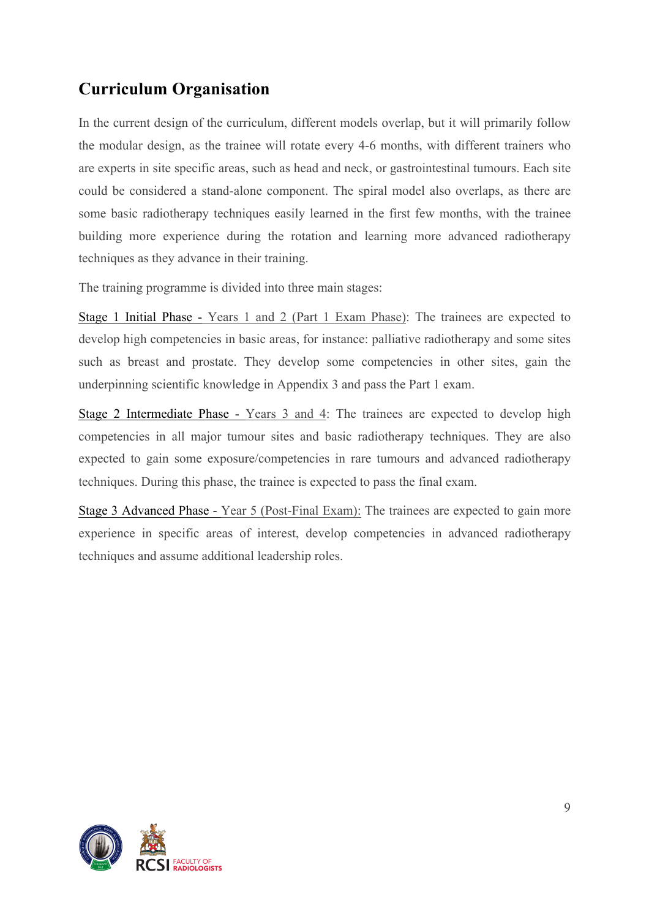## Curriculum Organisation

In the current design of the curriculum, different models overlap, but it will primarily follow the modular design, as the trainee will rotate every 4-6 months, with different trainers who are experts in site specific areas, such as head and neck, or gastrointestinal tumours. Each site could be considered a stand-alone component. The spiral model also overlaps, as there are some basic radiotherapy techniques easily learned in the first few months, with the trainee building more experience during the rotation and learning more advanced radiotherapy techniques as they advance in their training.

The training programme is divided into three main stages:

Stage 1 Initial Phase - Years 1 and 2 (Part 1 Exam Phase): The trainees are expected to develop high competencies in basic areas, for instance: palliative radiotherapy and some sites such as breast and prostate. They develop some competencies in other sites, gain the underpinning scientific knowledge in Appendix 3 and pass the Part 1 exam.

Stage 2 Intermediate Phase - Years 3 and 4: The trainees are expected to develop high competencies in all major tumour sites and basic radiotherapy techniques. They are also expected to gain some exposure/competencies in rare tumours and advanced radiotherapy techniques. During this phase, the trainee is expected to pass the final exam.

Stage 3 Advanced Phase - Year 5 (Post-Final Exam): The trainees are expected to gain more experience in specific areas of interest, develop competencies in advanced radiotherapy techniques and assume additional leadership roles.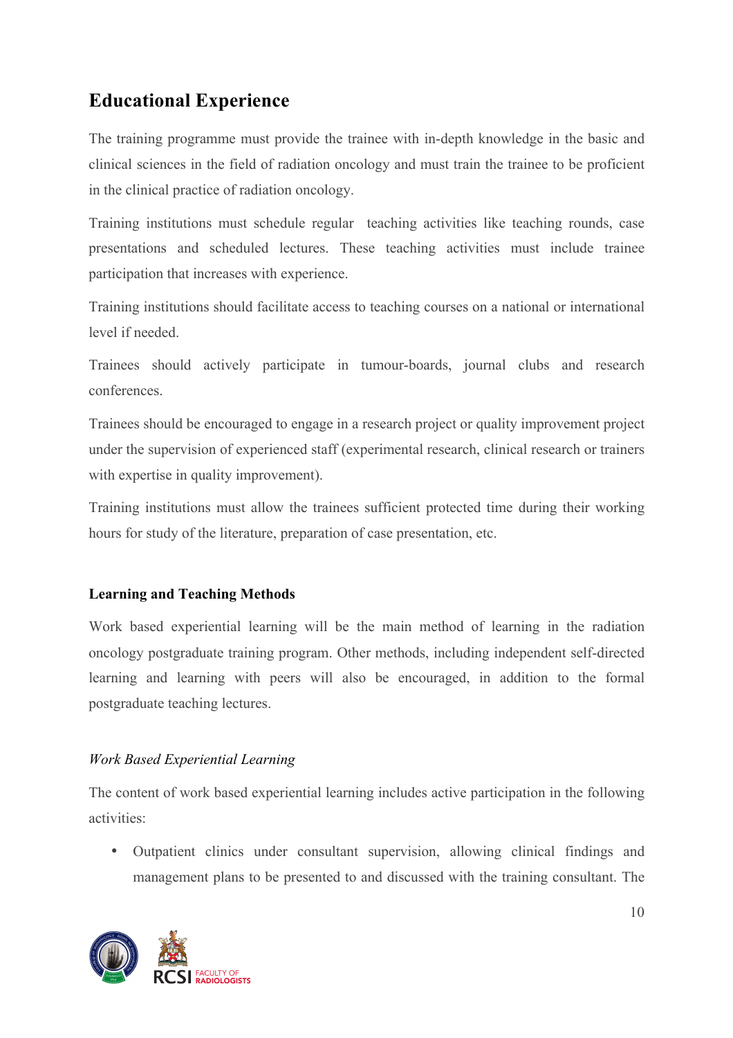## Educational Experience

The training programme must provide the trainee with in-depth knowledge in the basic and clinical sciences in the field of radiation oncology and must train the trainee to be proficient in the clinical practice of radiation oncology.

Training institutions must schedule regular teaching activities like teaching rounds, case presentations and scheduled lectures. These teaching activities must include trainee participation that increases with experience.

Training institutions should facilitate access to teaching courses on a national or international level if needed.

Trainees should actively participate in tumour-boards, journal clubs and research conferences.

Trainees should be encouraged to engage in a research project or quality improvement project under the supervision of experienced staff (experimental research, clinical research or trainers with expertise in quality improvement).

Training institutions must allow the trainees sufficient protected time during their working hours for study of the literature, preparation of case presentation, etc.

### Learning and Teaching Methods

Work based experiential learning will be the main method of learning in the radiation oncology postgraduate training program. Other methods, including independent self-directed learning and learning with peers will also be encouraged, in addition to the formal postgraduate teaching lectures.

#### *Work Based Experiential Learning*

The content of work based experiential learning includes active participation in the following activities:

- Outpatient clinics under consultant supervision, allowing clinical findings and management plans to be presented to and discussed with the training consultant. The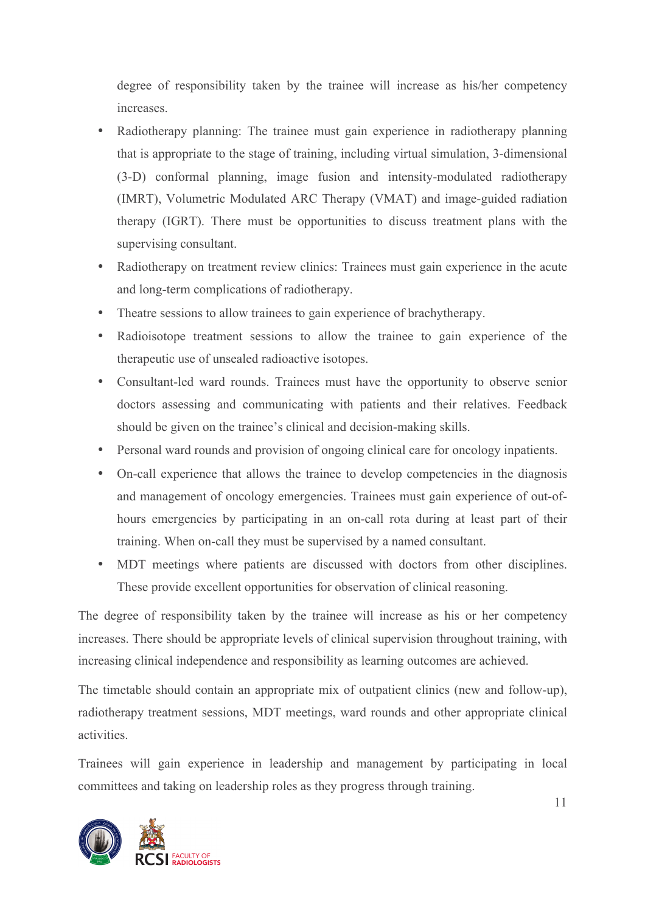degree of responsibility taken by the trainee will increase as his/her competency increases.

- Radiotherapy planning: The trainee must gain experience in radiotherapy planning that is appropriate to the stage of training, including virtual simulation, 3-dimensional (3-D) conformal planning, image fusion and intensity-modulated radiotherapy (IMRT), Volumetric Modulated ARC Therapy (VMAT) and image-guided radiation therapy (IGRT). There must be opportunities to discuss treatment plans with the supervising consultant.
- Radiotherapy on treatment review clinics: Trainees must gain experience in the acute and long-term complications of radiotherapy.
- Theatre sessions to allow trainees to gain experience of brachytherapy.
- Radioisotope treatment sessions to allow the trainee to gain experience of the therapeutic use of unsealed radioactive isotopes.
- Consultant-led ward rounds. Trainees must have the opportunity to observe senior doctors assessing and communicating with patients and their relatives. Feedback should be given on the trainee's clinical and decision-making skills.
- Personal ward rounds and provision of ongoing clinical care for oncology inpatients.
- On-call experience that allows the trainee to develop competencies in the diagnosis and management of oncology emergencies. Trainees must gain experience of out-of-hours emergencies by participating in an on-call rota during at least part of their training. When on-call they must be supervised by a named consultant.
- MDT meetings where patients are discussed with doctors from other disciplines. These provide excellent opportunities for observation of clinical reasoning.

The degree of responsibility taken by the trainee will increase as his or her competency increases. There should be appropriate levels of clinical supervision throughout training, with increasing clinical independence and responsibility as learning outcomes are achieved.

The timetable should contain an appropriate mix of outpatient clinics (new and follow-up), radiotherapy treatment sessions, MDT meetings, ward rounds and other appropriate clinical activities.

Trainees will gain experience in leadership and management by participating in local committees and taking on leadership roles as they progress through training.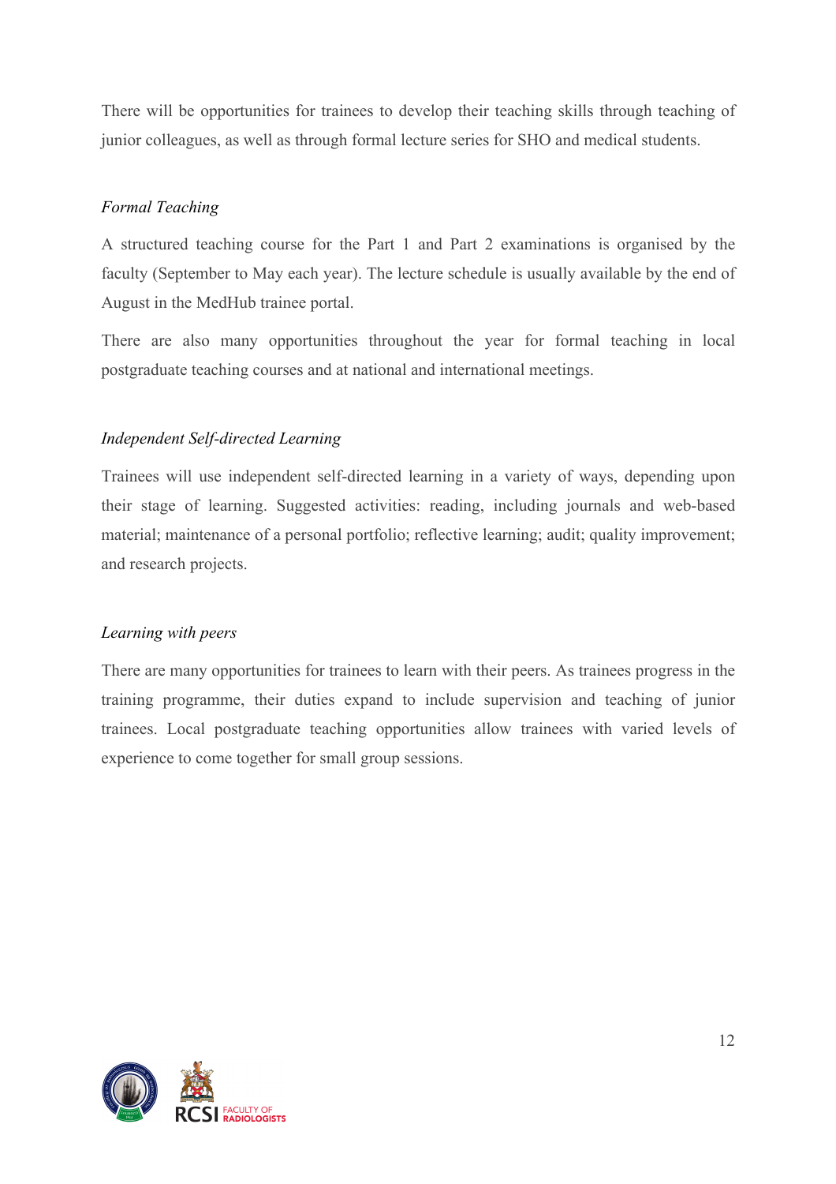There will be opportunities for trainees to develop their teaching skills through teaching of junior colleagues, as well as through formal lecture series for SHO and medical students.

*Formal Teaching*

A structured teaching course for the Part 1 and Part 2 examinations is organised by the faculty (September to May each year). The lecture schedule is usually available by the end of August in the MedHub trainee portal.

There are also many opportunities throughout the year for formal teaching in local postgraduate teaching courses and at national and international meetings.

*Independent Self-directed Learning*

Trainees will use independent self-directed learning in a variety of ways, depending upon their stage of learning. Suggested activities: reading, including journals and web-based material; maintenance of a personal portfolio; reflective learning; audit; quality improvement; and research projects.

*Learning with peers*

There are many opportunities for trainees to learn with their peers. As trainees progress in the training programme, their duties expand to include supervision and teaching of junior trainees. Local postgraduate teaching opportunities allow trainees with varied levels of experience to come together for small group sessions.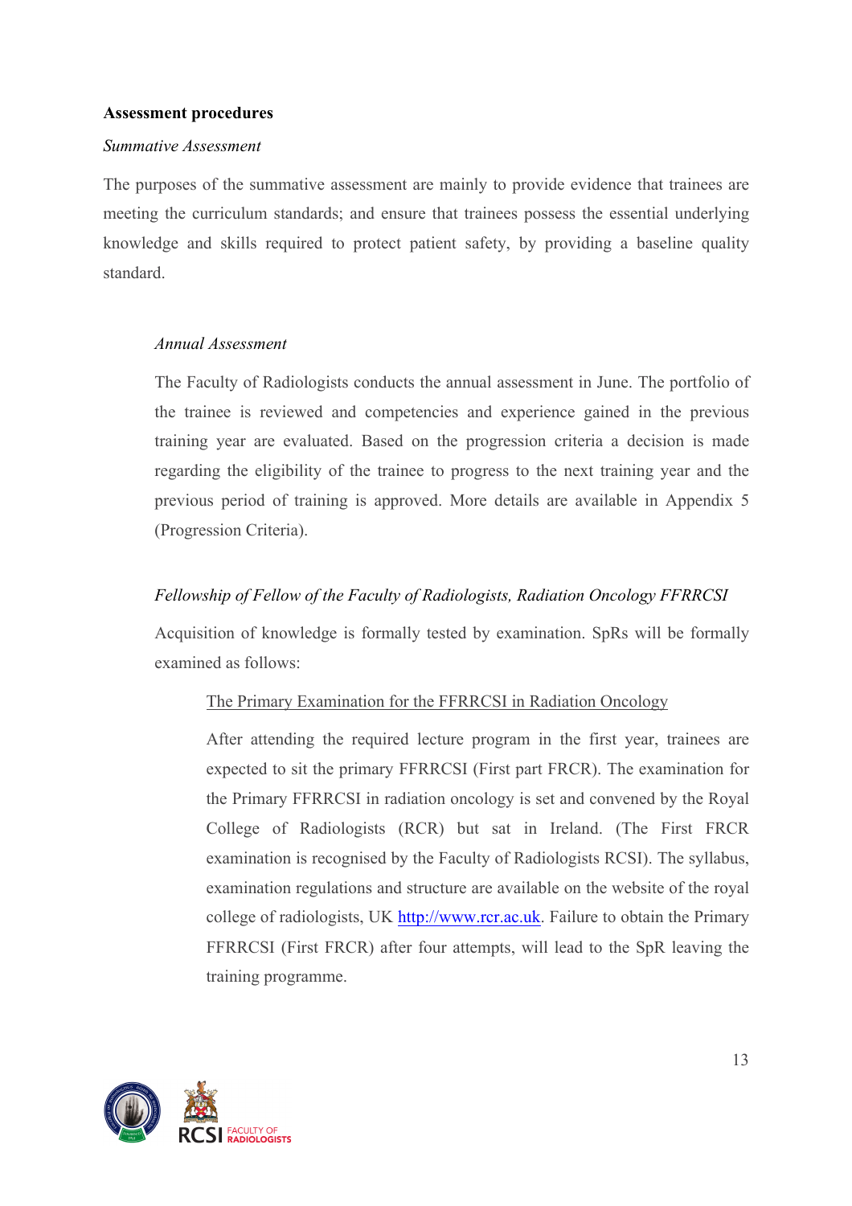**Assessment procedures**

*Summative Assessment*

The purposes of the summative assessment are mainly to provide evidence that trainees are meeting the curriculum standards; and ensure that trainees possess the essential underlying knowledge and skills required to protect patient safety, by providing a baseline quality standard.

*Annual Assessment*

The Faculty of Radiologists conducts the annual assessment in June. The portfolio of the trainee is reviewed and competencies and experience gained in the previous training year are evaluated. Based on the progression criteria a decision is made regarding the eligibility of the trainee to progress to the next training year and the previous period of training is approved. More details are available in Appendix 5 (Progression Criteria).

*Fellowship of Fellow of the Faculty of Radiologists, Radiation Oncology FFRRCSI*

Acquisition of knowledge is formally tested by examination. SpRs will be formally examined as follows:

The Primary Examination for the FFRRCSI in Radiation Oncology

After attending the required lecture program in the first year, trainees are expected to sit the primary FFRRCSI (First part FRCR). The examination for the Primary FFRRCSI in radiation oncology is set and convened by the Royal College of Radiologists (RCR) but sat in Ireland. (The First FRCR examination is recognised by the Faculty of Radiologists RCSI). The syllabus, examination regulations and structure are available on the website of the royal college of radiologists, UK [http://www.rcr.ac.uk](http://www.rcr.ac.uk). Failure to obtain the Primary FFRRCSI (First FRCR) after four attempts, will lead to the SpR leaving the training programme.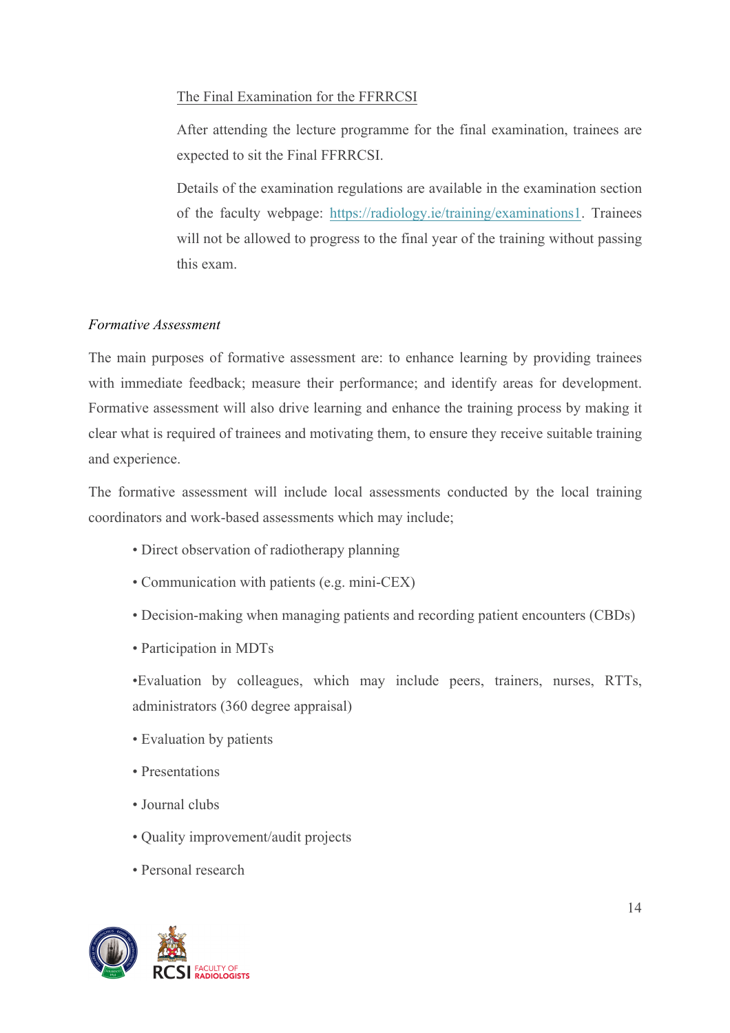<u>The Final Examination for the FFRRCSI</u>

After attending the lecture programme for the final examination, trainees are expected to sit the Final FFRRCSI.

Details of the examination regulations are available in the examination section of the faculty webpage: https://radiology.ie/training/examinations1. Trainees will not be allowed to progress to the final year of the training without passing this exam.

*Formative Assessment*

The main purposes of formative assessment are: to enhance learning by providing trainees with immediate feedback; measure their performance; and identify areas for development. Formative assessment will also drive learning and enhance the training process by making it clear what is required of trainees and motivating them, to ensure they receive suitable training and experience.

The formative assessment will include local assessments conducted by the local training coordinators and work-based assessments which may include;

- Direct observation of radiotherapy planning
- Communication with patients (e.g. mini-CEX)
- Decision-making when managing patients and recording patient encounters (CBDs)
- Participation in MDTs
- Evaluation by colleagues, which may include peers, trainers, nurses, RTTs, administrators (360 degree appraisal)
- Evaluation by patients
- Presentations
- Journal clubs
- Quality improvement/audit projects
- Personal research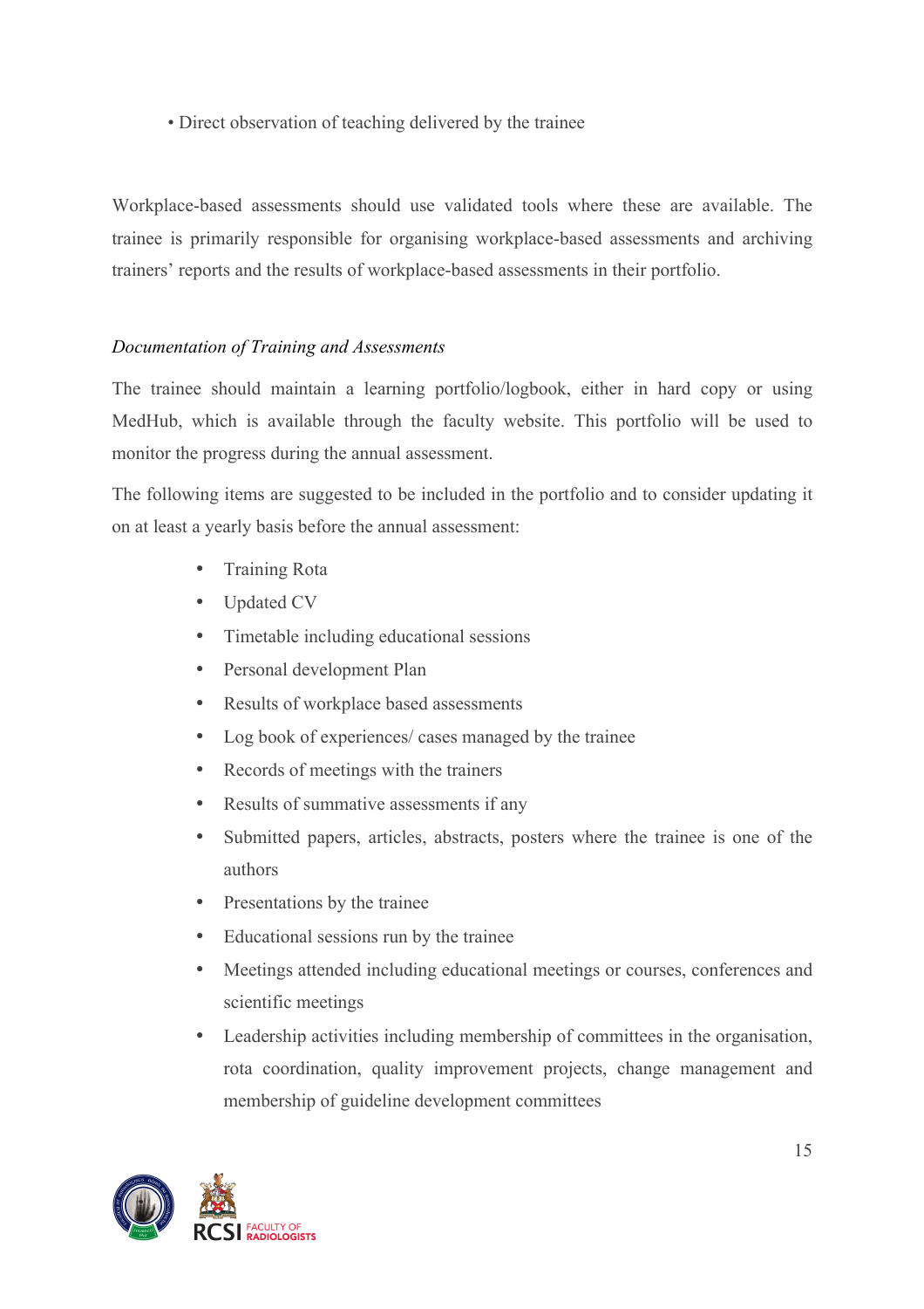- Direct observation of teaching delivered by the trainee

Workplace-based assessments should use validated tools where these are available. The trainee is primarily responsible for organising workplace-based assessments and archiving trainers' reports and the results of workplace-based assessments in their portfolio.

*Documentation of Training and Assessments*

The trainee should maintain a learning portfolio/logbook, either in hard copy or using MedHub, which is available through the faculty website. This portfolio will be used to monitor the progress during the annual assessment.

The following items are suggested to be included in the portfolio and to consider updating it on at least a yearly basis before the annual assessment:

- Training Rota
- Updated CV
- Timetable including educational sessions
- Personal development Plan
- Results of workplace based assessments
- Log book of experiences/ cases managed by the trainee
- Records of meetings with the trainers
- Results of summative assessments if any
- Submitted papers, articles, abstracts, posters where the trainee is one of the authors
- Presentations by the trainee
- Educational sessions run by the trainee
- Meetings attended including educational meetings or courses, conferences and scientific meetings
- Leadership activities including membership of committees in the organisation, rota coordination, quality improvement projects, change management and membership of guideline development committees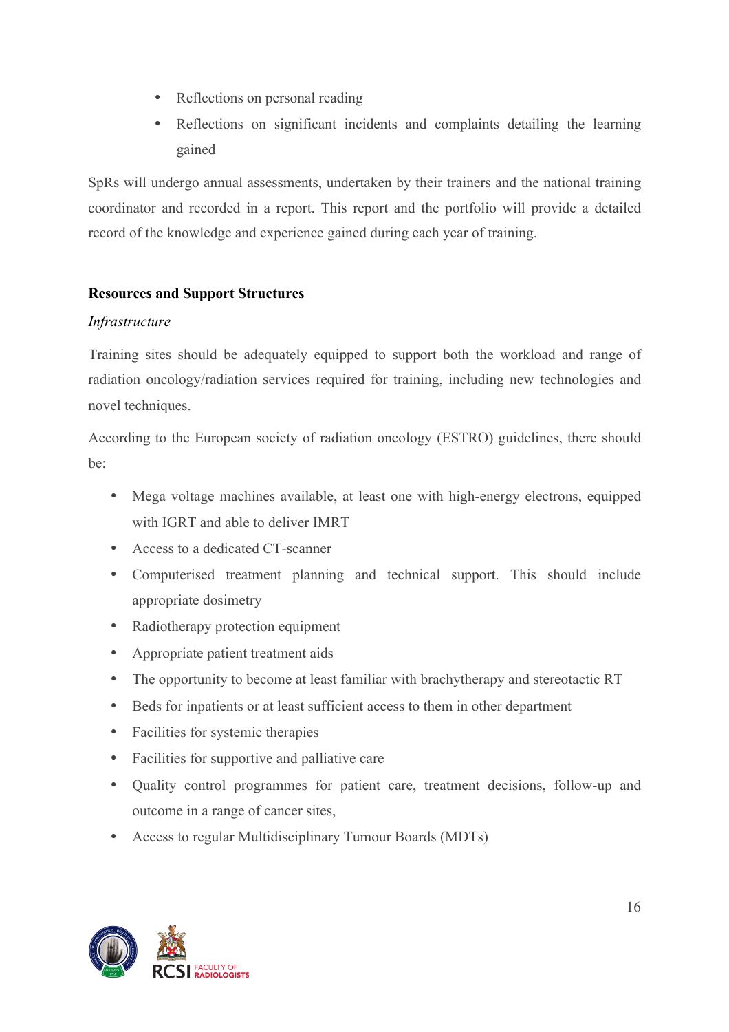- Reflections on personal reading
- Reflections on significant incidents and complaints detailing the learning gained

SpRs will undergo annual assessments, undertaken by their trainers and the national training coordinator and recorded in a report. This report and the portfolio will provide a detailed record of the knowledge and experience gained during each year of training.

**Resources and Support Structures**

*Infrastructure*

Training sites should be adequately equipped to support both the workload and range of radiation oncology/radiation services required for training, including new technologies and novel techniques.

According to the European society of radiation oncology (ESTRO) guidelines, there should be:

- Mega voltage machines available, at least one with high-energy electrons, equipped with IGRT and able to deliver IMRT
- Access to a dedicated CT-scanner
- Computerised treatment planning and technical support. This should include appropriate dosimetry
- Radiotherapy protection equipment
- Appropriate patient treatment aids
- The opportunity to become at least familiar with brachytherapy and stereotactic RT
- Beds for inpatients or at least sufficient access to them in other department
- Facilities for systemic therapies
- Facilities for supportive and palliative care
- Quality control programmes for patient care, treatment decisions, follow-up and outcome in a range of cancer sites,
- Access to regular Multidisciplinary Tumour Boards (MDTs)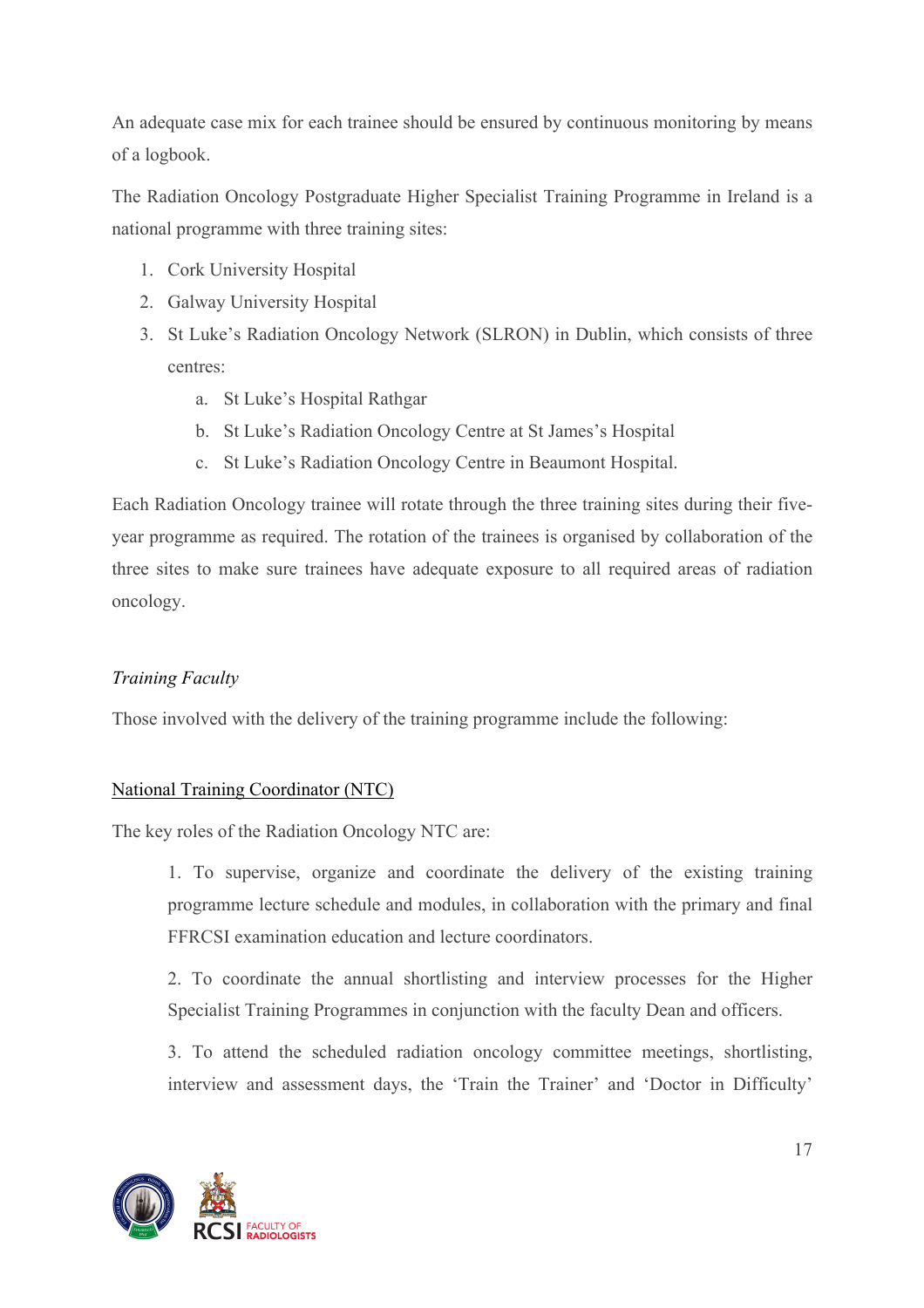An adequate case mix for each trainee should be ensured by continuous monitoring by means of a logbook.

The Radiation Oncology Postgraduate Higher Specialist Training Programme in Ireland is a national programme with three training sites:

1. Cork University Hospital
2. Galway University Hospital
3. St Luke's Radiation Oncology Network (SLRON) in Dublin, which consists of three centres:
   a. St Luke's Hospital Rathgar
   b. St Luke's Radiation Oncology Centre at St James's Hospital
   c. St Luke's Radiation Oncology Centre in Beaumont Hospital.

Each Radiation Oncology trainee will rotate through the three training sites during their five-year programme as required. The rotation of the trainees is organised by collaboration of the three sites to make sure trainees have adequate exposure to all required areas of radiation oncology.

*Training Faculty*

Those involved with the delivery of the training programme include the following:

<u>National Training Coordinator (NTC)</u>

The key roles of the Radiation Oncology NTC are:

1. To supervise, organize and coordinate the delivery of the existing training programme lecture schedule and modules, in collaboration with the primary and final FFRCSI examination education and lecture coordinators.

2. To coordinate the annual shortlisting and interview processes for the Higher Specialist Training Programmes in conjunction with the faculty Dean and officers.

3. To attend the scheduled radiation oncology committee meetings, shortlisting, interview and assessment days, the 'Train the Trainer' and 'Doctor in Difficulty'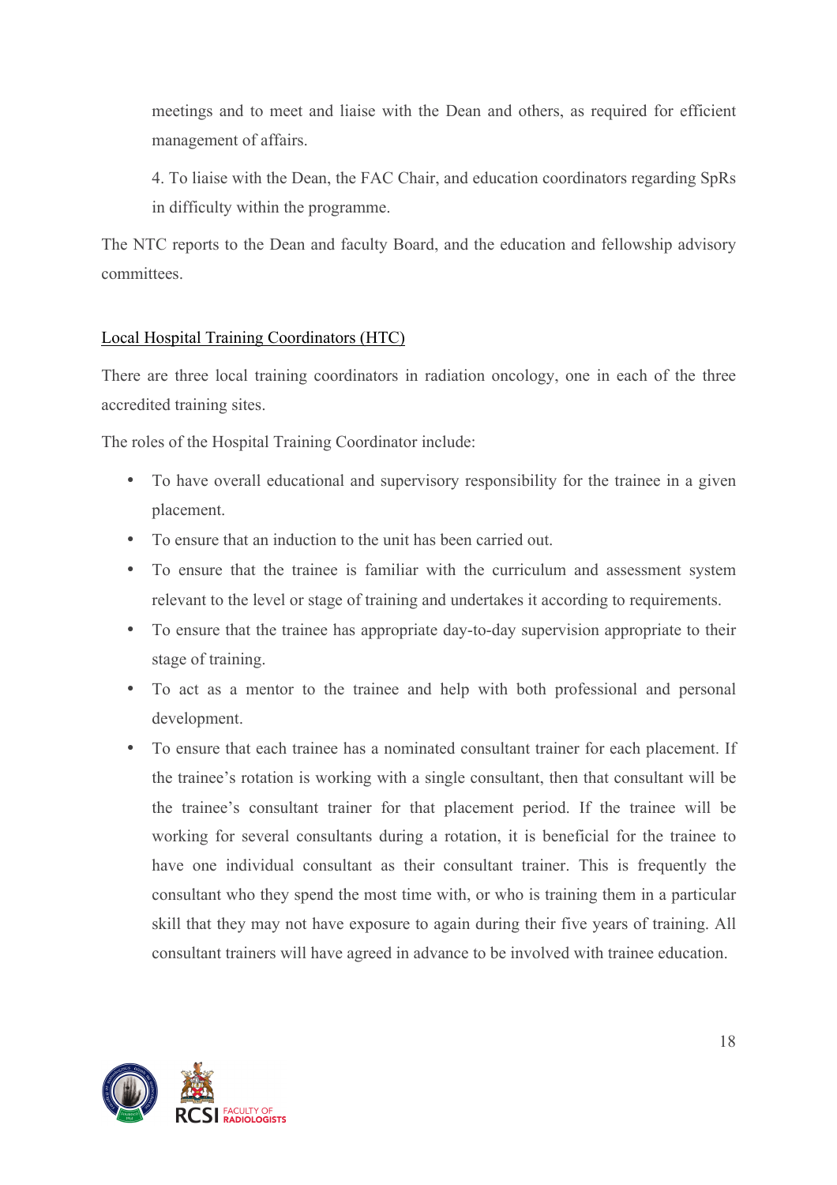meetings and to meet and liaise with the Dean and others, as required for efficient management of affairs.

4. To liaise with the Dean, the FAC Chair, and education coordinators regarding SpRs in difficulty within the programme.

The NTC reports to the Dean and faculty Board, and the education and fellowship advisory committees.

## Local Hospital Training Coordinators (HTC)

There are three local training coordinators in radiation oncology, one in each of the three accredited training sites.

The roles of the Hospital Training Coordinator include:

- To have overall educational and supervisory responsibility for the trainee in a given placement.
- To ensure that an induction to the unit has been carried out.
- To ensure that the trainee is familiar with the curriculum and assessment system relevant to the level or stage of training and undertakes it according to requirements.
- To ensure that the trainee has appropriate day-to-day supervision appropriate to their stage of training.
- To act as a mentor to the trainee and help with both professional and personal development.
- To ensure that each trainee has a nominated consultant trainer for each placement. If the trainee's rotation is working with a single consultant, then that consultant will be the trainee's consultant trainer for that placement period. If the trainee will be working for several consultants during a rotation, it is beneficial for the trainee to have one individual consultant as their consultant trainer. This is frequently the consultant who they spend the most time with, or who is training them in a particular skill that they may not have exposure to again during their five years of training. All consultant trainers will have agreed in advance to be involved with trainee education.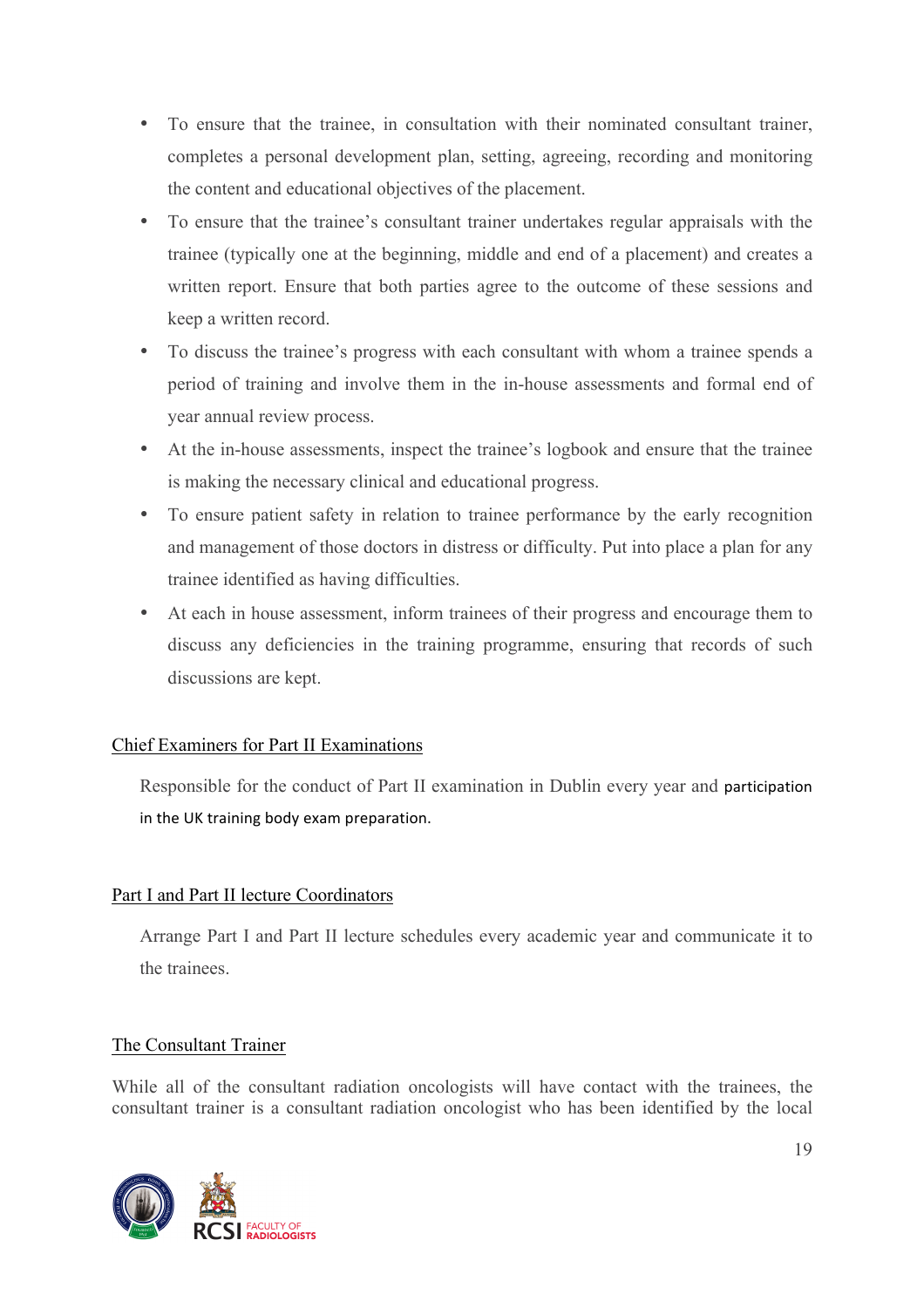- To ensure that the trainee, in consultation with their nominated consultant trainer, completes a personal development plan, setting, agreeing, recording and monitoring the content and educational objectives of the placement.
- To ensure that the trainee's consultant trainer undertakes regular appraisals with the trainee (typically one at the beginning, middle and end of a placement) and creates a written report. Ensure that both parties agree to the outcome of these sessions and keep a written record.
- To discuss the trainee's progress with each consultant with whom a trainee spends a period of training and involve them in the in-house assessments and formal end of year annual review process.
- At the in-house assessments, inspect the trainee's logbook and ensure that the trainee is making the necessary clinical and educational progress.
- To ensure patient safety in relation to trainee performance by the early recognition and management of those doctors in distress or difficulty. Put into place a plan for any trainee identified as having difficulties.
- At each in house assessment, inform trainees of their progress and encourage them to discuss any deficiencies in the training programme, ensuring that records of such discussions are kept.

<u>Chief Examiners for Part II Examinations</u>

Responsible for the conduct of Part II examination in Dublin every year and participation in the UK training body exam preparation.

<u>Part I and Part II lecture Coordinators</u>

Arrange Part I and Part II lecture schedules every academic year and communicate it to the trainees.

<u>The Consultant Trainer</u>

While all of the consultant radiation oncologists will have contact with the trainees, the consultant trainer is a consultant radiation oncologist who has been identified by the local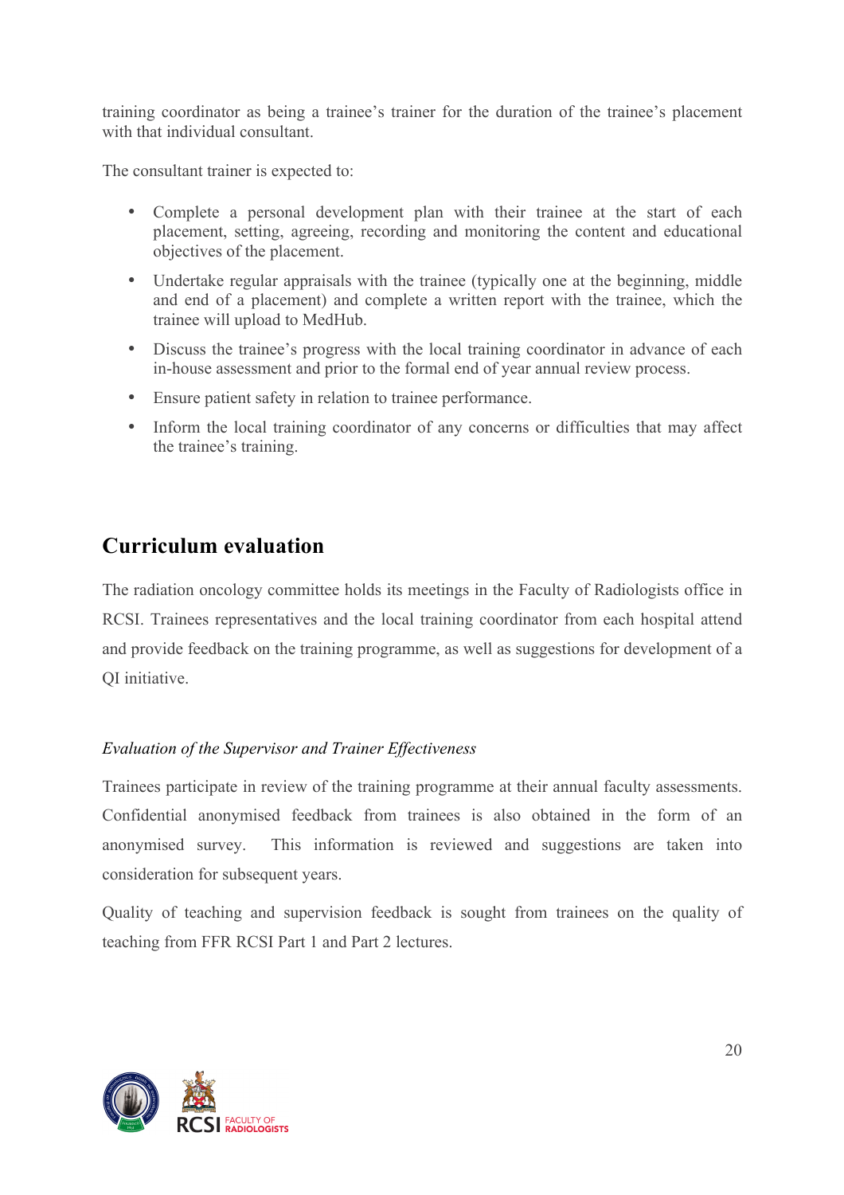training coordinator as being a trainee's trainer for the duration of the trainee's placement with that individual consultant.

The consultant trainer is expected to:

- Complete a personal development plan with their trainee at the start of each placement, setting, agreeing, recording and monitoring the content and educational objectives of the placement.
- Undertake regular appraisals with the trainee (typically one at the beginning, middle and end of a placement) and complete a written report with the trainee, which the trainee will upload to MedHub.
- Discuss the trainee's progress with the local training coordinator in advance of each in-house assessment and prior to the formal end of year annual review process.
- Ensure patient safety in relation to trainee performance.
- Inform the local training coordinator of any concerns or difficulties that may affect the trainee's training.

## Curriculum evaluation

The radiation oncology committee holds its meetings in the Faculty of Radiologists office in RCSI. Trainees representatives and the local training coordinator from each hospital attend and provide feedback on the training programme, as well as suggestions for development of a QI initiative.

*Evaluation of the Supervisor and Trainer Effectiveness*

Trainees participate in review of the training programme at their annual faculty assessments. Confidential anonymised feedback from trainees is also obtained in the form of an anonymised survey. This information is reviewed and suggestions are taken into consideration for subsequent years.

Quality of teaching and supervision feedback is sought from trainees on the quality of teaching from FFR RCSI Part 1 and Part 2 lectures.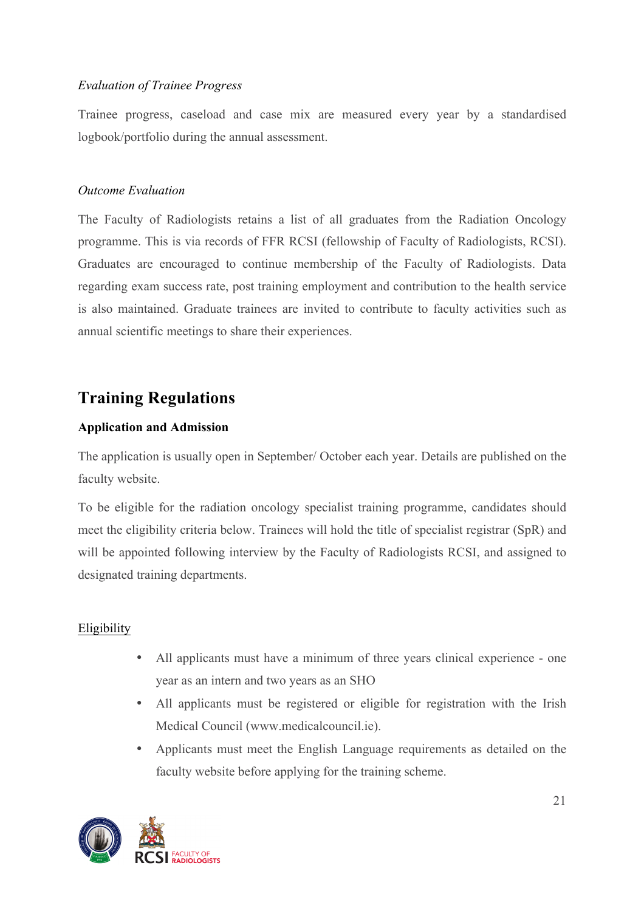*Evaluation of Trainee Progress*

Trainee progress, caseload and case mix are measured every year by a standardised logbook/portfolio during the annual assessment.

*Outcome Evaluation*

The Faculty of Radiologists retains a list of all graduates from the Radiation Oncology programme. This is via records of FFR RCSI (fellowship of Faculty of Radiologists, RCSI). Graduates are encouraged to continue membership of the Faculty of Radiologists. Data regarding exam success rate, post training employment and contribution to the health service is also maintained. Graduate trainees are invited to contribute to faculty activities such as annual scientific meetings to share their experiences.

## Training Regulations

### Application and Admission

The application is usually open in September/ October each year. Details are published on the faculty website.

To be eligible for the radiation oncology specialist training programme, candidates should meet the eligibility criteria below. Trainees will hold the title of specialist registrar (SpR) and will be appointed following interview by the Faculty of Radiologists RCSI, and assigned to designated training departments.

<u>Eligibility</u>

- All applicants must have a minimum of three years clinical experience - one year as an intern and two years as an SHO
- All applicants must be registered or eligible for registration with the Irish Medical Council (www.medicalcouncil.ie).
- Applicants must meet the English Language requirements as detailed on the faculty website before applying for the training scheme.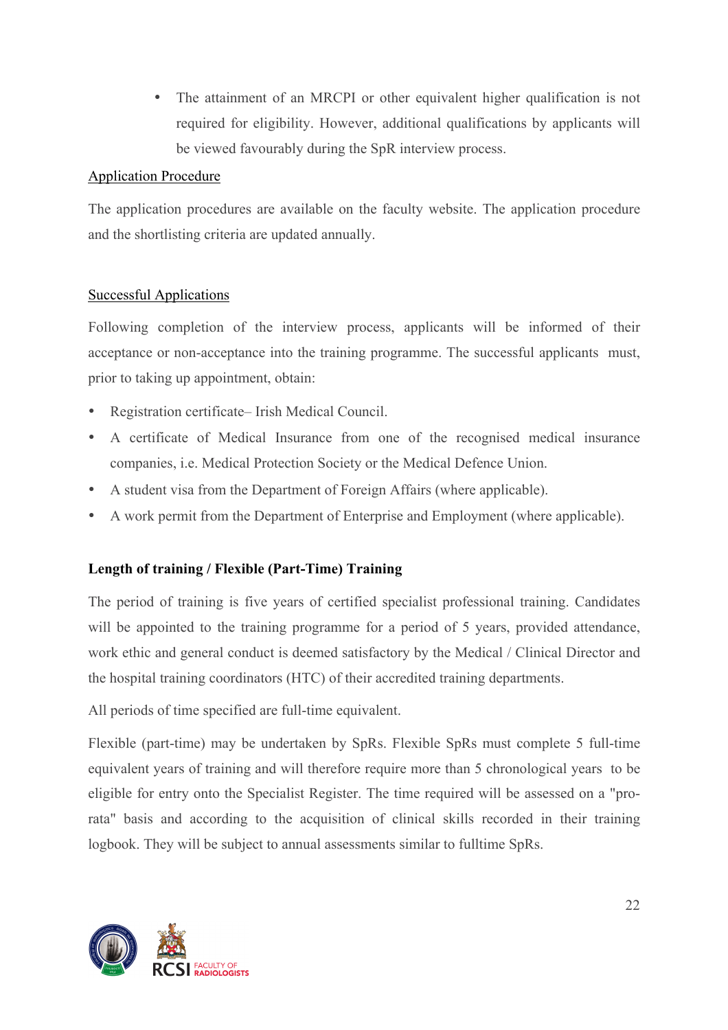- The attainment of an MRCPI or other equivalent higher qualification is not required for eligibility. However, additional qualifications by applicants will be viewed favourably during the SpR interview process.

Application Procedure

The application procedures are available on the faculty website. The application procedure and the shortlisting criteria are updated annually.

Successful Applications

Following completion of the interview process, applicants will be informed of their acceptance or non-acceptance into the training programme. The successful applicants must, prior to taking up appointment, obtain:

- Registration certificate– Irish Medical Council.
- A certificate of Medical Insurance from one of the recognised medical insurance companies, i.e. Medical Protection Society or the Medical Defence Union.
- A student visa from the Department of Foreign Affairs (where applicable).
- A work permit from the Department of Enterprise and Employment (where applicable).

**Length of training / Flexible (Part-Time) Training**

The period of training is five years of certified specialist professional training. Candidates will be appointed to the training programme for a period of 5 years, provided attendance, work ethic and general conduct is deemed satisfactory by the Medical / Clinical Director and the hospital training coordinators (HTC) of their accredited training departments.

All periods of time specified are full-time equivalent.

Flexible (part-time) may be undertaken by SpRs. Flexible SpRs must complete 5 full-time equivalent years of training and will therefore require more than 5 chronological years to be eligible for entry onto the Specialist Register. The time required will be assessed on a "pro-rata" basis and according to the acquisition of clinical skills recorded in their training logbook. They will be subject to annual assessments similar to fulltime SpRs.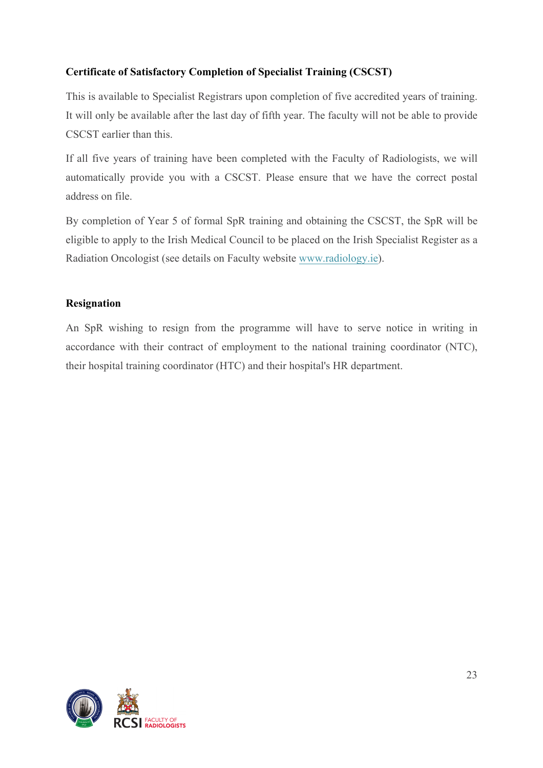**Certificate of Satisfactory Completion of Specialist Training (CSCST)**

This is available to Specialist Registrars upon completion of five accredited years of training. It will only be available after the last day of fifth year. The faculty will not be able to provide CSCST earlier than this.

If all five years of training have been completed with the Faculty of Radiologists, we will automatically provide you with a CSCST. Please ensure that we have the correct postal address on file.

By completion of Year 5 of formal SpR training and obtaining the CSCST, the SpR will be eligible to apply to the Irish Medical Council to be placed on the Irish Specialist Register as a Radiation Oncologist (see details on Faculty website www.radiology.ie).

**Resignation**

An SpR wishing to resign from the programme will have to serve notice in writing in accordance with their contract of employment to the national training coordinator (NTC), their hospital training coordinator (HTC) and their hospital's HR department.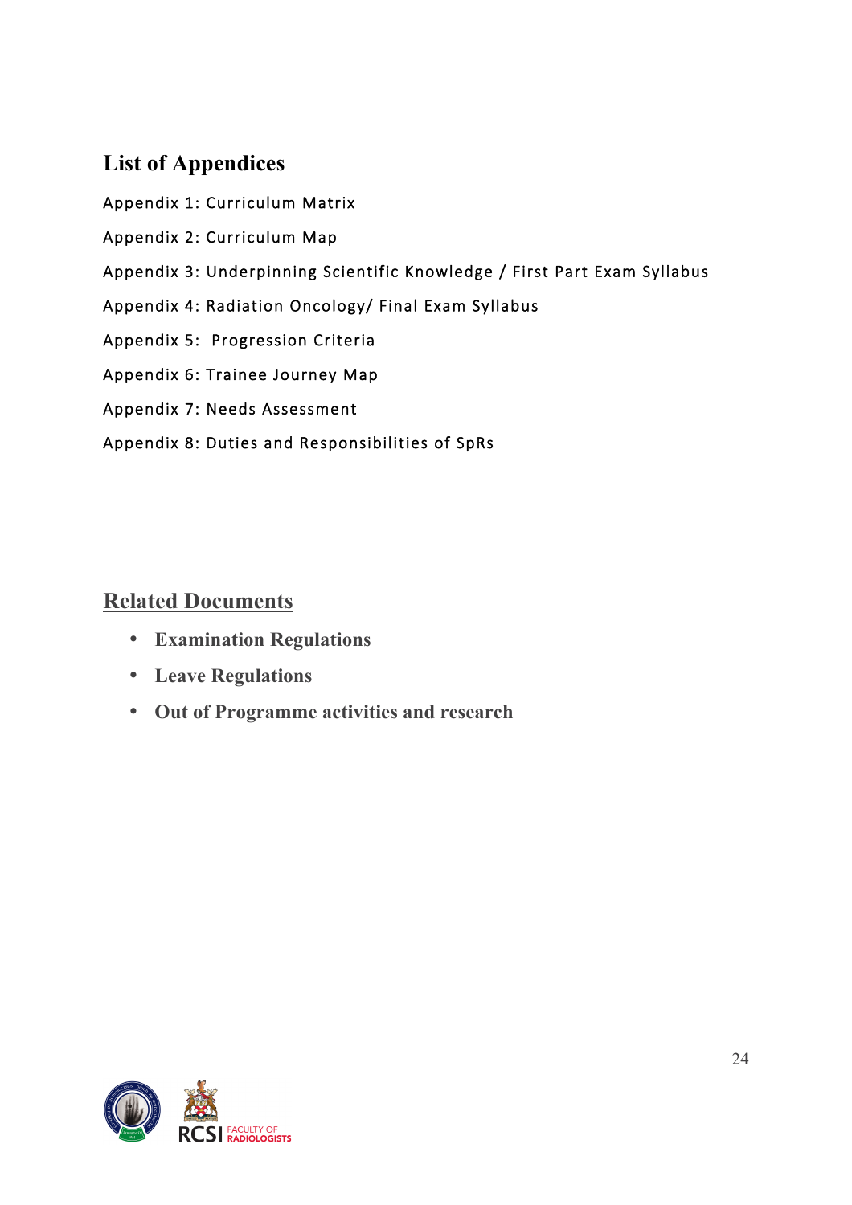## List of Appendices

Appendix 1: Curriculum Matrix

Appendix 2: Curriculum Map

Appendix 3: Underpinning Scientific Knowledge / First Part Exam Syllabus

Appendix 4: Radiation Oncology/ Final Exam Syllabus

Appendix 5: Progression Criteria

Appendix 6: Trainee Journey Map

Appendix 7: Needs Assessment

Appendix 8: Duties and Responsibilities of SpRs

## Related Documents

- **Examination Regulations**
- **Leave Regulations**
- **Out of Programme activities and research**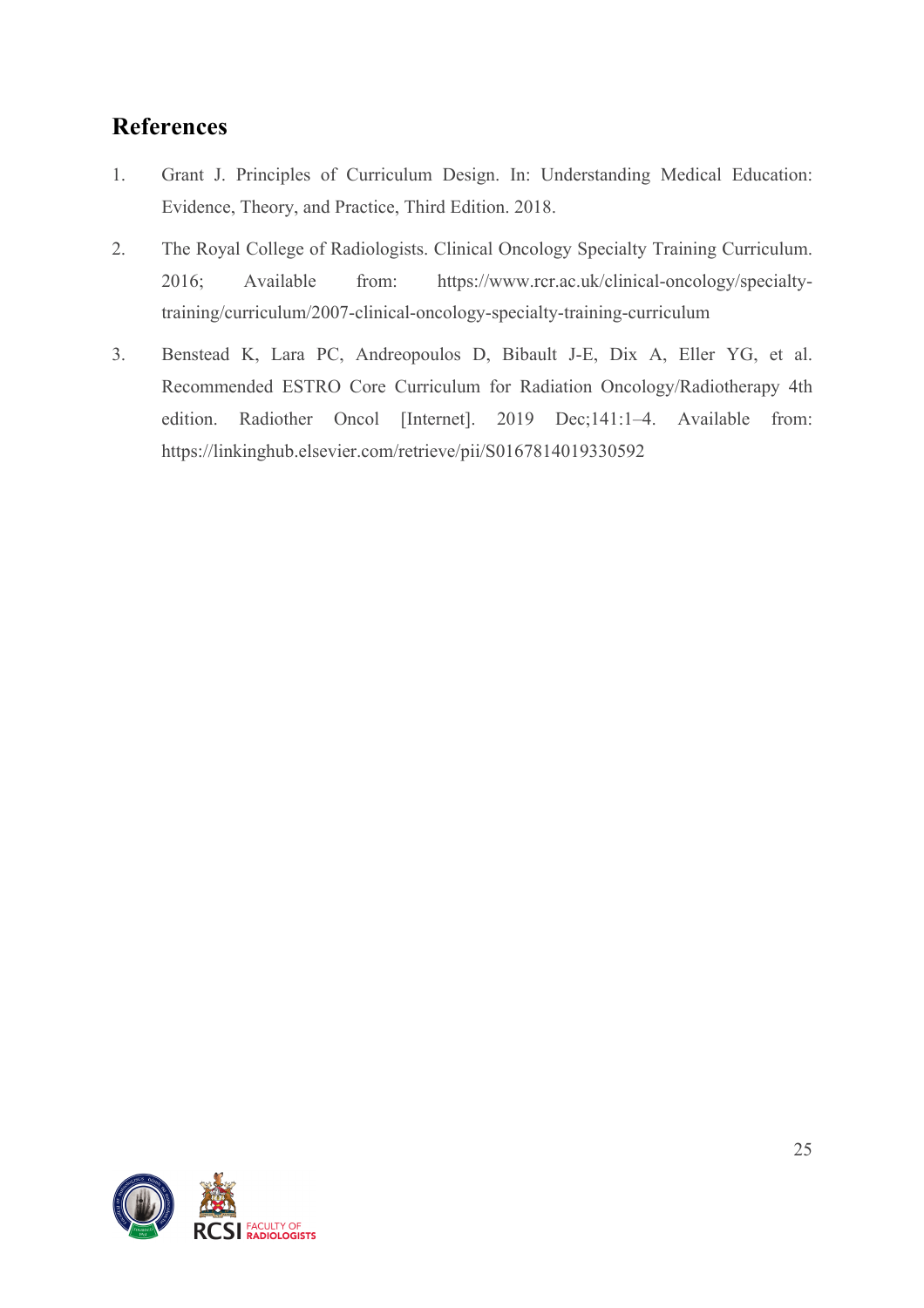## References

1. Grant J. Principles of Curriculum Design. In: Understanding Medical Education: Evidence, Theory, and Practice, Third Edition. 2018.

2. The Royal College of Radiologists. Clinical Oncology Specialty Training Curriculum. 2016; Available from: https://www.rcr.ac.uk/clinical-oncology/specialty-training/curriculum/2007-clinical-oncology-specialty-training-curriculum

3. Benstead K, Lara PC, Andreopoulos D, Bibault J-E, Dix A, Eller YG, et al. Recommended ESTRO Core Curriculum for Radiation Oncology/Radiotherapy 4th edition. Radiother Oncol [Internet]. 2019 Dec;141:1–4. Available from: https://linkinghub.elsevier.com/retrieve/pii/S0167814019330592